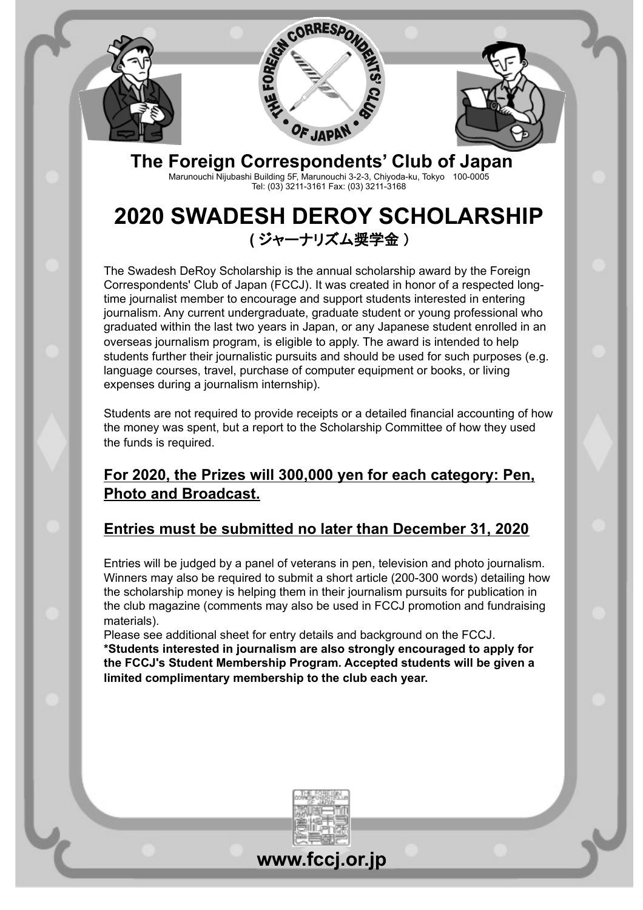# The Foreign Correspondents' Club of Japan

Marunouchi Nijubashi Building 5F, Marunouchi 3-2-3, Chiyoda-ku, Tokyo 100-0005
Tel: (03) 3211-3161 Fax: (03) 3211-3168

# 2020 SWADESH DEROY SCHOLARSHIP

## ( ジャーナリズム奨学金 )

The Swadesh DeRoy Scholarship is the annual scholarship award by the Foreign Correspondents' Club of Japan (FCCJ). It was created in honor of a respected long-time journalist member to encourage and support students interested in entering journalism. Any current undergraduate, graduate student or young professional who graduated within the last two years in Japan, or any Japanese student enrolled in an overseas journalism program, is eligible to apply. The award is intended to help students further their journalistic pursuits and should be used for such purposes (e.g. language courses, travel, purchase of computer equipment or books, or living expenses during a journalism internship).

Students are not required to provide receipts or a detailed financial accounting of how the money was spent, but a report to the Scholarship Committee of how they used the funds is required.

**For 2020, the Prizes will 300,000 yen for each category: Pen, Photo and Broadcast.**

**Entries must be submitted no later than December 31, 2020**

Entries will be judged by a panel of veterans in pen, television and photo journalism. Winners may also be required to submit a short article (200-300 words) detailing how the scholarship money is helping them in their journalism pursuits for publication in the club magazine (comments may also be used in FCCJ promotion and fundraising materials).

Please see additional sheet for entry details and background on the FCCJ.

**\*Students interested in journalism are also strongly encouraged to apply for the FCCJ's Student Membership Program. Accepted students will be given a limited complimentary membership to the club each year.**

**www.fccj.or.jp**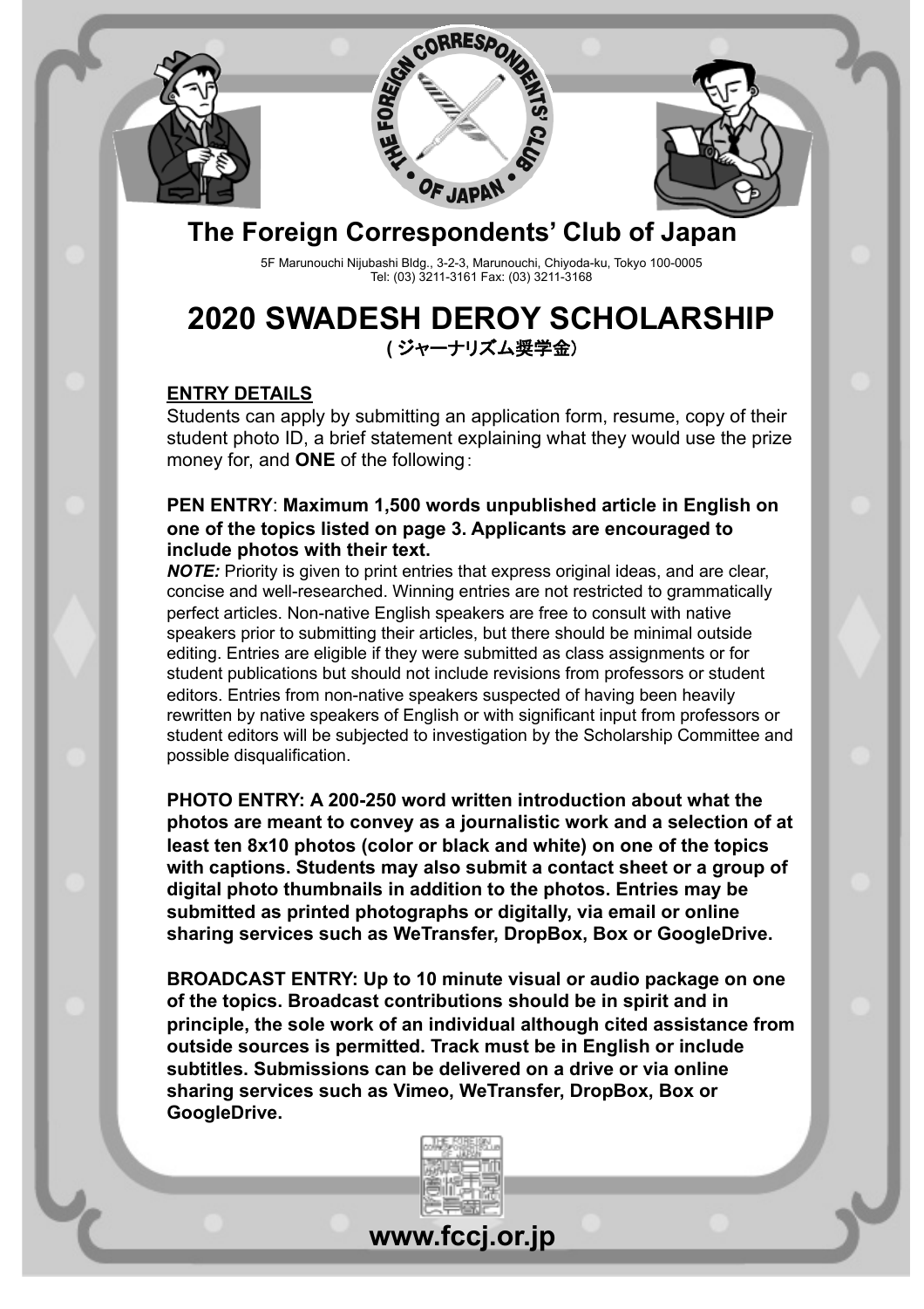# The Foreign Correspondents' Club of Japan

5F Marunouchi Nijubashi Bldg., 3-2-3, Marunouchi, Chiyoda-ku, Tokyo 100-0005
Tel: (03) 3211-3161 Fax: (03) 3211-3168

# 2020 SWADESH DEROY SCHOLARSHIP

**( ジャーナリズム奨学金)**

## ENTRY DETAILS

Students can apply by submitting an application form, resume, copy of their student photo ID, a brief statement explaining what they would use the prize money for, and **ONE** of the following：

**PEN ENTRY**: **Maximum 1,500 words unpublished article in English on one of the topics listed on page 3. Applicants are encouraged to include photos with their text.**

***NOTE:*** Priority is given to print entries that express original ideas, and are clear, concise and well-researched. Winning entries are not restricted to grammatically perfect articles. Non-native English speakers are free to consult with native speakers prior to submitting their articles, but there should be minimal outside editing. Entries are eligible if they were submitted as class assignments or for student publications but should not include revisions from professors or student editors. Entries from non-native speakers suspected of having been heavily rewritten by native speakers of English or with significant input from professors or student editors will be subjected to investigation by the Scholarship Committee and possible disqualification.

**PHOTO ENTRY: A 200-250 word written introduction about what the photos are meant to convey as a journalistic work and a selection of at least ten 8x10 photos (color or black and white) on one of the topics with captions. Students may also submit a contact sheet or a group of digital photo thumbnails in addition to the photos. Entries may be submitted as printed photographs or digitally, via email or online sharing services such as WeTransfer, DropBox, Box or GoogleDrive.**

**BROADCAST ENTRY: Up to 10 minute visual or audio package on one of the topics. Broadcast contributions should be in spirit and in principle, the sole work of an individual although cited assistance from outside sources is permitted. Track must be in English or include subtitles. Submissions can be delivered on a drive or via online sharing services such as Vimeo, WeTransfer, DropBox, Box or GoogleDrive.**

**www.fccj.or.jp**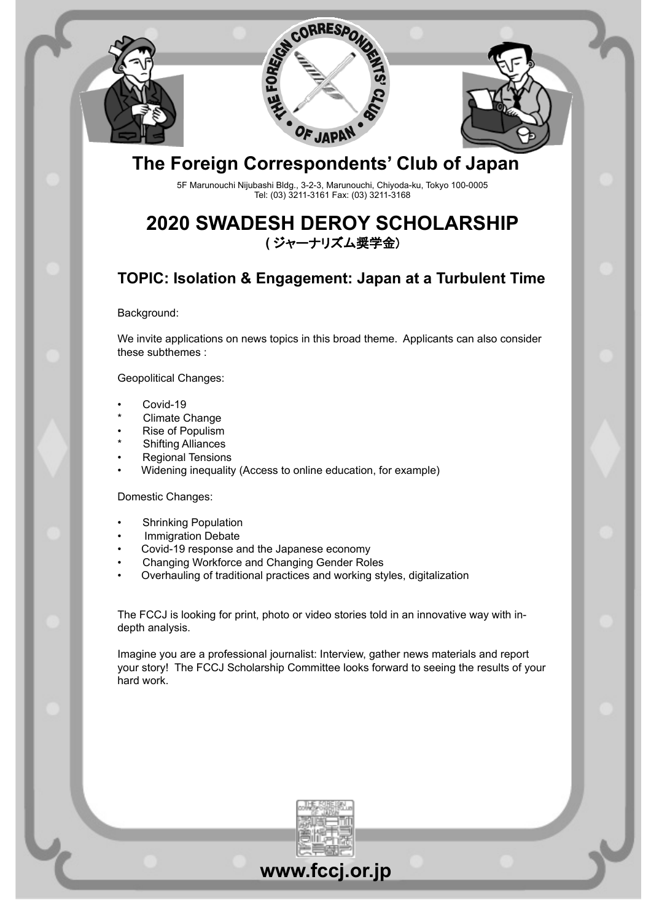# The Foreign Correspondents' Club of Japan

5F Marunouchi Nijubashi Bldg., 3-2-3, Marunouchi, Chiyoda-ku, Tokyo 100-0005
Tel: (03) 3211-3161 Fax: (03) 3211-3168

## 2020 SWADESH DEROY SCHOLARSHIP

**( ジャーナリズム奨学金）**

### TOPIC: Isolation & Engagement: Japan at a Turbulent Time

Background:

We invite applications on news topics in this broad theme. Applicants can also consider these subthemes :

Geopolitical Changes:

- Covid-19
- Climate Change
- Rise of Populism
- Shifting Alliances
- Regional Tensions
- Widening inequality (Access to online education, for example)

Domestic Changes:

- Shrinking Population
- Immigration Debate
- Covid-19 response and the Japanese economy
- Changing Workforce and Changing Gender Roles
- Overhauling of traditional practices and working styles, digitalization

The FCCJ is looking for print, photo or video stories told in an innovative way with in-depth analysis.

Imagine you are a professional journalist: Interview, gather news materials and report your story! The FCCJ Scholarship Committee looks forward to seeing the results of your hard work.

**www.fccj.or.jp**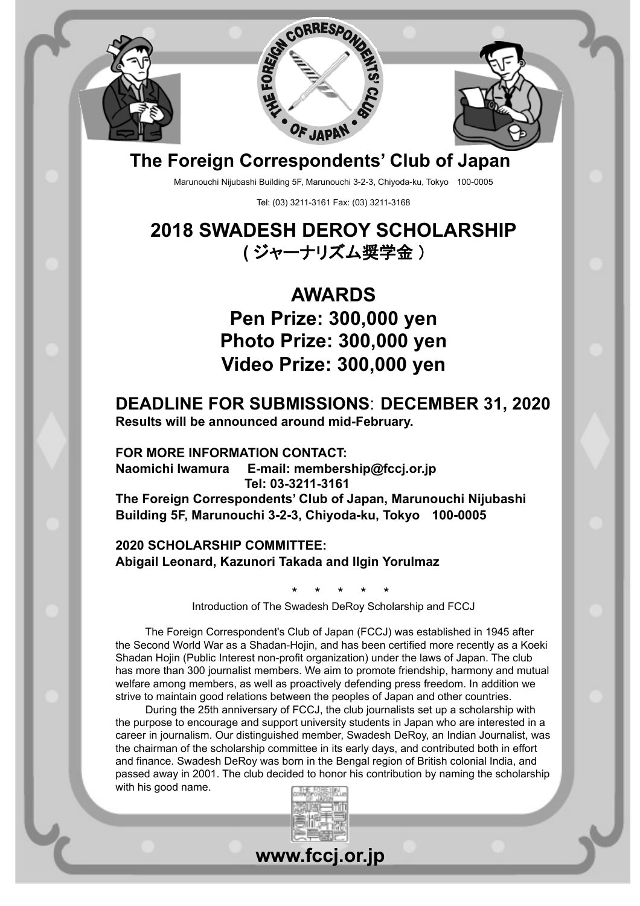# The Foreign Correspondents' Club of Japan

Marunouchi Nijubashi Building 5F, Marunouchi 3-2-3, Chiyoda-ku, Tokyo 100-0005

Tel: (03) 3211-3161 Fax: (03) 3211-3168

## 2018 SWADESH DEROY SCHOLARSHIP
## ( ジャーナリズム奨学金 )

## AWARDS
## Pen Prize: 300,000 yen
## Photo Prize: 300,000 yen
## Video Prize: 300,000 yen

## DEADLINE FOR SUBMISSIONS: DECEMBER 31, 2020

**Results will be announced around mid-February.**

**FOR MORE INFORMATION CONTACT:**
**Naomichi Iwamura E-mail: membership@fccj.or.jp**
**Tel: 03-3211-3161**
**The Foreign Correspondents' Club of Japan, Marunouchi Nijubashi Building 5F, Marunouchi 3-2-3, Chiyoda-ku, Tokyo 100-0005**

**2020 SCHOLARSHIP COMMITTEE:**
**Abigail Leonard, Kazunori Takada and Ilgin Yorulmaz**

\* \* \* \* \*

Introduction of The Swadesh DeRoy Scholarship and FCCJ

The Foreign Correspondent's Club of Japan (FCCJ) was established in 1945 after the Second World War as a Shadan-Hojin, and has been certified more recently as a Koeki Shadan Hojin (Public Interest non-profit organization) under the laws of Japan. The club has more than 300 journalist members. We aim to promote friendship, harmony and mutual welfare among members, as well as proactively defending press freedom. In addition we strive to maintain good relations between the peoples of Japan and other countries.

During the 25th anniversary of FCCJ, the club journalists set up a scholarship with the purpose to encourage and support university students in Japan who are interested in a career in journalism. Our distinguished member, Swadesh DeRoy, an Indian Journalist, was the chairman of the scholarship committee in its early days, and contributed both in effort and finance. Swadesh DeRoy was born in the Bengal region of British colonial India, and passed away in 2001. The club decided to honor his contribution by naming the scholarship with his good name.

**www.fccj.or.jp**